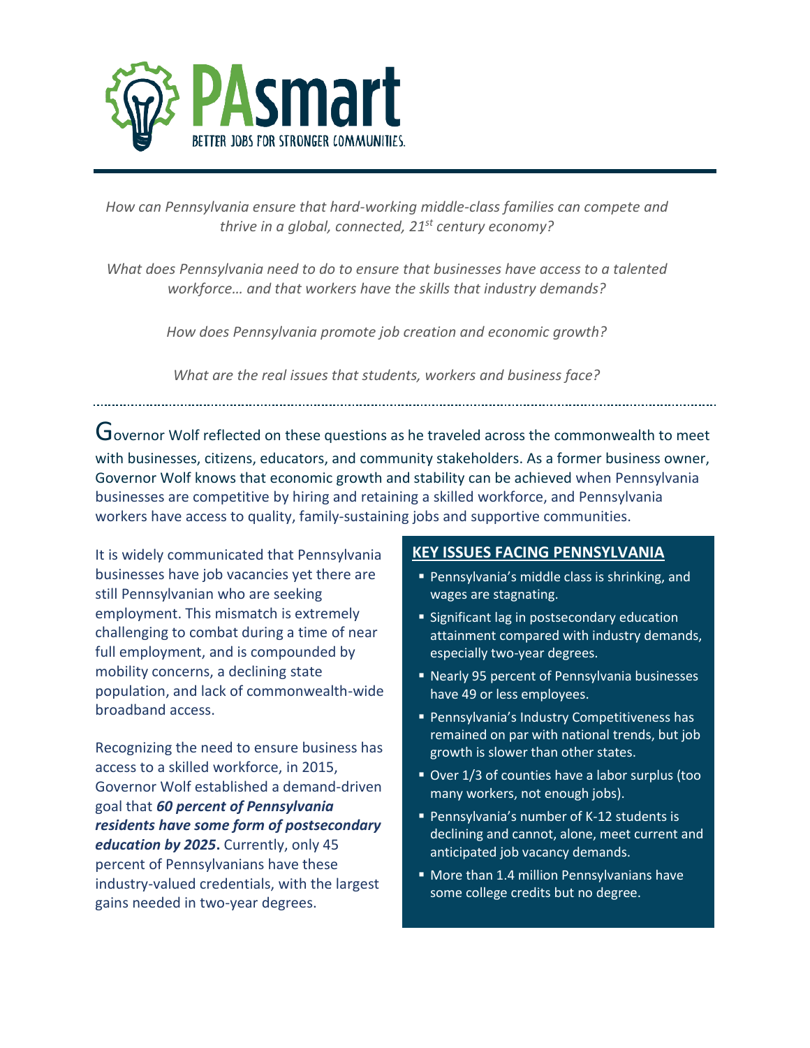# PAsmart

BETTER JOBS FOR STRONGER COMMUNITIES.

*How can Pennsylvania ensure that hard-working middle-class families can compete and thrive in a global, connected, 21st century economy?*

*What does Pennsylvania need to do to ensure that businesses have access to a talented workforce… and that workers have the skills that industry demands?*

*How does Pennsylvania promote job creation and economic growth?*

*What are the real issues that students, workers and business face?*

---

Governor Wolf reflected on these questions as he traveled across the commonwealth to meet with businesses, citizens, educators, and community stakeholders. As a former business owner, Governor Wolf knows that economic growth and stability can be achieved when Pennsylvania businesses are competitive by hiring and retaining a skilled workforce, and Pennsylvania workers have access to quality, family-sustaining jobs and supportive communities.

It is widely communicated that Pennsylvania businesses have job vacancies yet there are still Pennsylvanian who are seeking employment. This mismatch is extremely challenging to combat during a time of near full employment, and is compounded by mobility concerns, a declining state population, and lack of commonwealth-wide broadband access.

Recognizing the need to ensure business has access to a skilled workforce, in 2015, Governor Wolf established a demand-driven goal that ***60 percent of Pennsylvania residents have some form of postsecondary education by 2025*****.** Currently, only 45 percent of Pennsylvanians have these industry-valued credentials, with the largest gains needed in two-year degrees.

## KEY ISSUES FACING PENNSYLVANIA

- Pennsylvania's middle class is shrinking, and wages are stagnating.
- Significant lag in postsecondary education attainment compared with industry demands, especially two-year degrees.
- Nearly 95 percent of Pennsylvania businesses have 49 or less employees.
- Pennsylvania's Industry Competitiveness has remained on par with national trends, but job growth is slower than other states.
- Over 1/3 of counties have a labor surplus (too many workers, not enough jobs).
- Pennsylvania's number of K-12 students is declining and cannot, alone, meet current and anticipated job vacancy demands.
- More than 1.4 million Pennsylvanians have some college credits but no degree.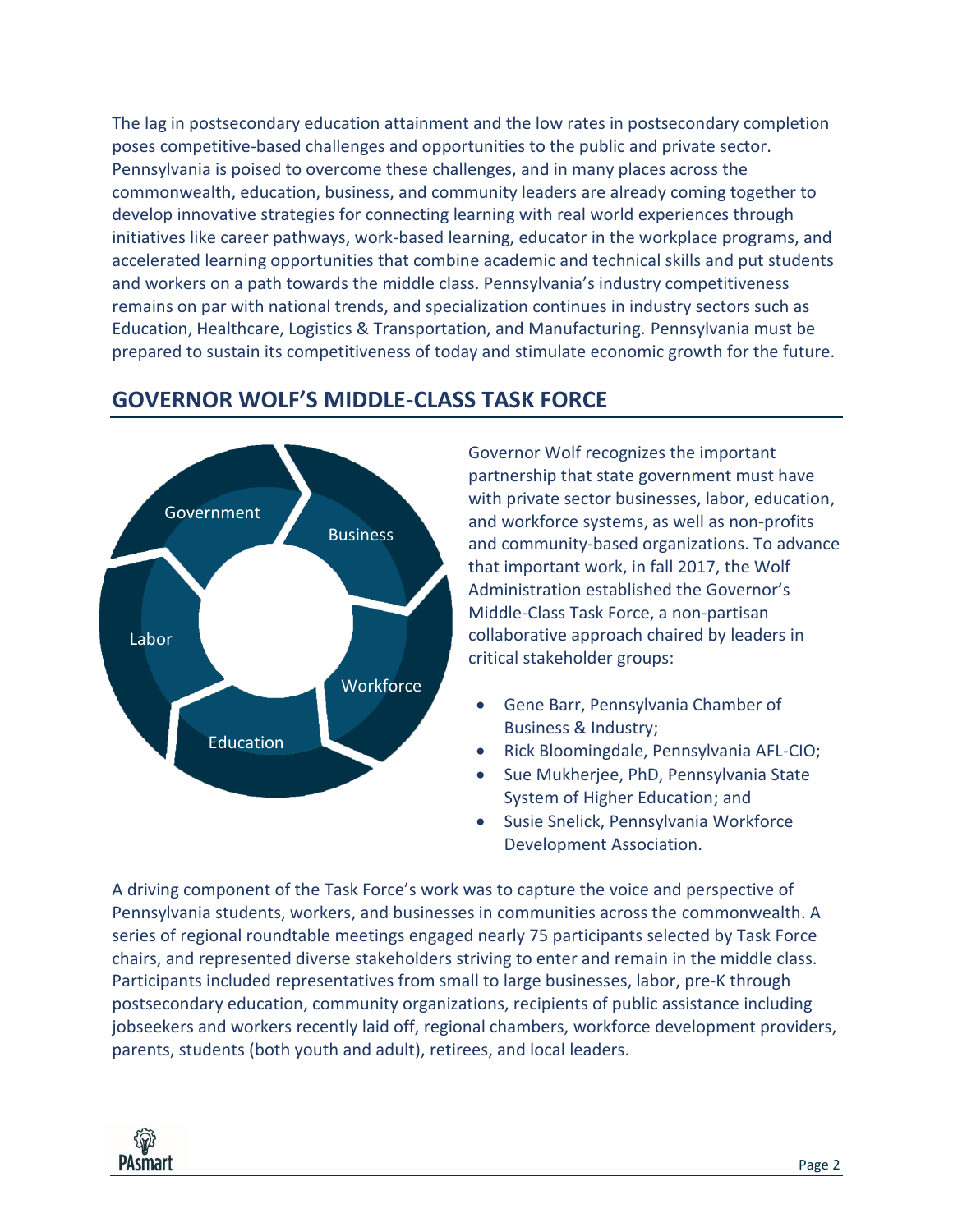The lag in postsecondary education attainment and the low rates in postsecondary completion poses competitive-based challenges and opportunities to the public and private sector. Pennsylvania is poised to overcome these challenges, and in many places across the commonwealth, education, business, and community leaders are already coming together to develop innovative strategies for connecting learning with real world experiences through initiatives like career pathways, work-based learning, educator in the workplace programs, and accelerated learning opportunities that combine academic and technical skills and put students and workers on a path towards the middle class. Pennsylvania's industry competitiveness remains on par with national trends, and specialization continues in industry sectors such as Education, Healthcare, Logistics & Transportation, and Manufacturing. Pennsylvania must be prepared to sustain its competitiveness of today and stimulate economic growth for the future.

## GOVERNOR WOLF'S MIDDLE-CLASS TASK FORCE

Government

Business

Workforce

Education

Labor

Governor Wolf recognizes the important partnership that state government must have with private sector businesses, labor, education, and workforce systems, as well as non-profits and community-based organizations. To advance that important work, in fall 2017, the Wolf Administration established the Governor's Middle-Class Task Force, a non-partisan collaborative approach chaired by leaders in critical stakeholder groups:

- Gene Barr, Pennsylvania Chamber of Business & Industry;
- Rick Bloomingdale, Pennsylvania AFL-CIO;
- Sue Mukherjee, PhD, Pennsylvania State System of Higher Education; and
- Susie Snelick, Pennsylvania Workforce Development Association.

A driving component of the Task Force's work was to capture the voice and perspective of Pennsylvania students, workers, and businesses in communities across the commonwealth. A series of regional roundtable meetings engaged nearly 75 participants selected by Task Force chairs, and represented diverse stakeholders striving to enter and remain in the middle class. Participants included representatives from small to large businesses, labor, pre-K through postsecondary education, community organizations, recipients of public assistance including jobseekers and workers recently laid off, regional chambers, workforce development providers, parents, students (both youth and adult), retirees, and local leaders.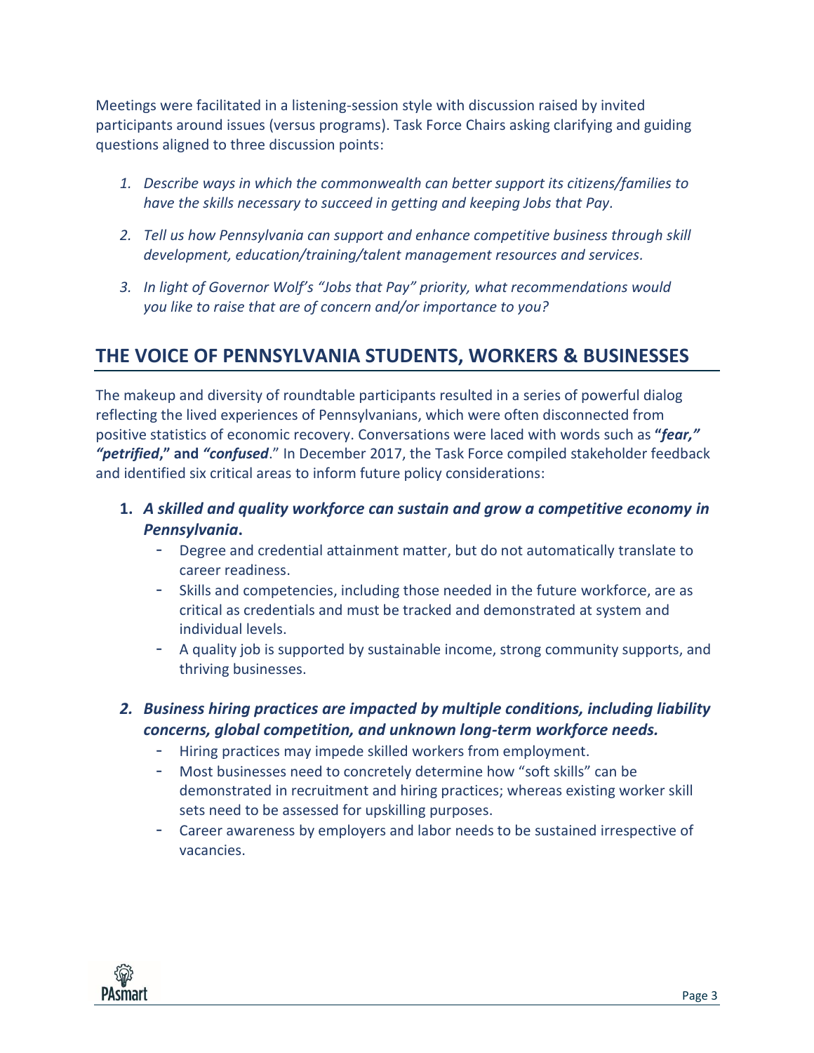Meetings were facilitated in a listening-session style with discussion raised by invited participants around issues (versus programs). Task Force Chairs asking clarifying and guiding questions aligned to three discussion points:

1. *Describe ways in which the commonwealth can better support its citizens/families to have the skills necessary to succeed in getting and keeping Jobs that Pay.*
2. *Tell us how Pennsylvania can support and enhance competitive business through skill development, education/training/talent management resources and services.*
3. *In light of Governor Wolf's "Jobs that Pay" priority, what recommendations would you like to raise that are of concern and/or importance to you?*

## THE VOICE OF PENNSYLVANIA STUDENTS, WORKERS & BUSINESSES

The makeup and diversity of roundtable participants resulted in a series of powerful dialog reflecting the lived experiences of Pennsylvanians, which were often disconnected from positive statistics of economic recovery. Conversations were laced with words such as **"*fear,*" "*petrified*," and "*confused*."** In December 2017, the Task Force compiled stakeholder feedback and identified six critical areas to inform future policy considerations:

1. ***A skilled and quality workforce can sustain and grow a competitive economy in Pennsylvania*.**
   - Degree and credential attainment matter, but do not automatically translate to career readiness.
   - Skills and competencies, including those needed in the future workforce, are as critical as credentials and must be tracked and demonstrated at system and individual levels.
   - A quality job is supported by sustainable income, strong community supports, and thriving businesses.
2. ***Business hiring practices are impacted by multiple conditions, including liability concerns, global competition, and unknown long-term workforce needs.***
   - Hiring practices may impede skilled workers from employment.
   - Most businesses need to concretely determine how "soft skills" can be demonstrated in recruitment and hiring practices; whereas existing worker skill sets need to be assessed for upskilling purposes.
   - Career awareness by employers and labor needs to be sustained irrespective of vacancies.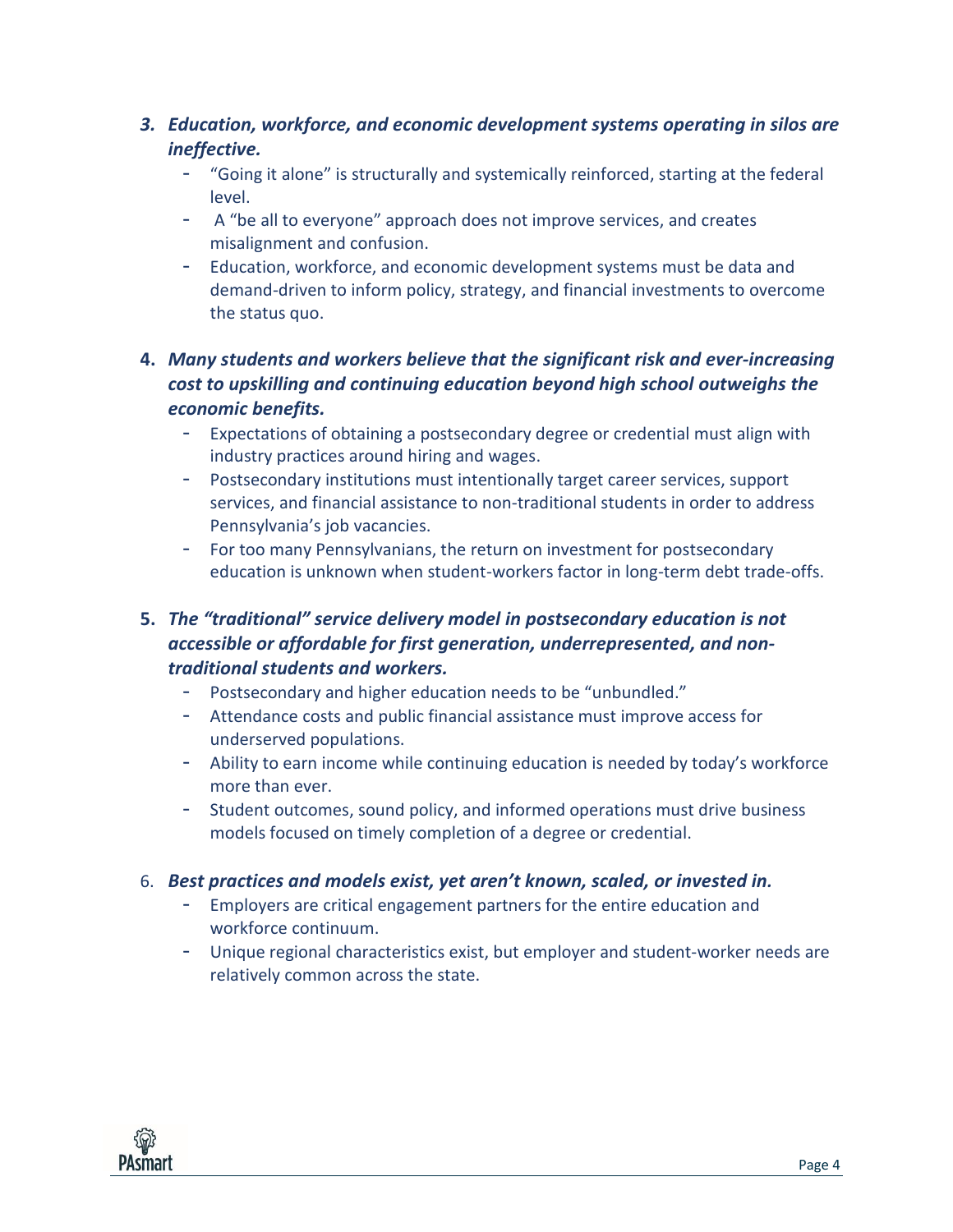3. ***Education, workforce, and economic development systems operating in silos are ineffective.***
   - "Going it alone" is structurally and systemically reinforced, starting at the federal level.
   - A "be all to everyone" approach does not improve services, and creates misalignment and confusion.
   - Education, workforce, and economic development systems must be data and demand-driven to inform policy, strategy, and financial investments to overcome the status quo.

4. ***Many students and workers believe that the significant risk and ever-increasing cost to upskilling and continuing education beyond high school outweighs the economic benefits.***
   - Expectations of obtaining a postsecondary degree or credential must align with industry practices around hiring and wages.
   - Postsecondary institutions must intentionally target career services, support services, and financial assistance to non-traditional students in order to address Pennsylvania's job vacancies.
   - For too many Pennsylvanians, the return on investment for postsecondary education is unknown when student-workers factor in long-term debt trade-offs.

5. ***The "traditional" service delivery model in postsecondary education is not accessible or affordable for first generation, underrepresented, and non-traditional students and workers.***
   - Postsecondary and higher education needs to be "unbundled."
   - Attendance costs and public financial assistance must improve access for underserved populations.
   - Ability to earn income while continuing education is needed by today's workforce more than ever.
   - Student outcomes, sound policy, and informed operations must drive business models focused on timely completion of a degree or credential.

6. ***Best practices and models exist, yet aren't known, scaled, or invested in.***
   - Employers are critical engagement partners for the entire education and workforce continuum.
   - Unique regional characteristics exist, but employer and student-worker needs are relatively common across the state.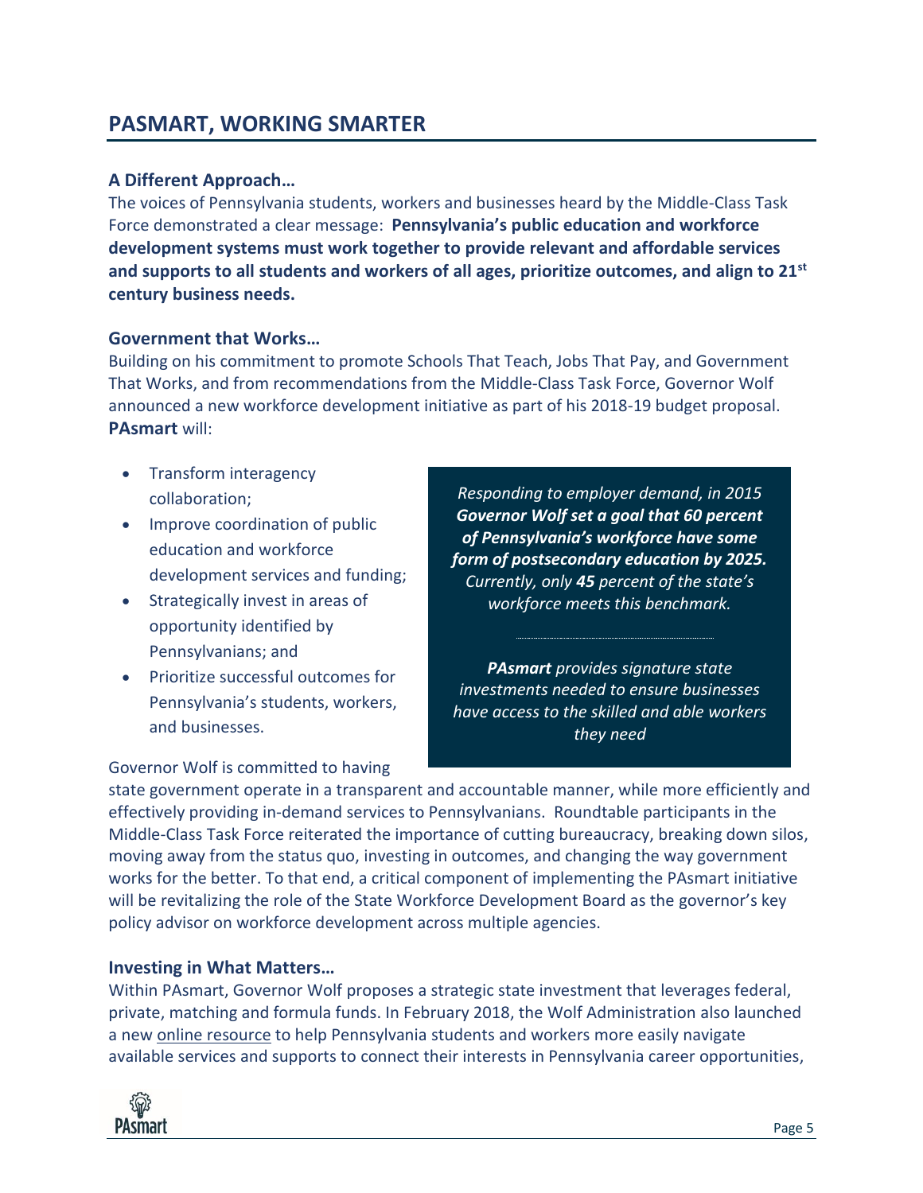## PASMART, WORKING SMARTER

### A Different Approach…

The voices of Pennsylvania students, workers and businesses heard by the Middle-Class Task Force demonstrated a clear message: **Pennsylvania's public education and workforce development systems must work together to provide relevant and affordable services and supports to all students and workers of all ages, prioritize outcomes, and align to 21st century business needs.**

### Government that Works…

Building on his commitment to promote Schools That Teach, Jobs That Pay, and Government That Works, and from recommendations from the Middle-Class Task Force, Governor Wolf announced a new workforce development initiative as part of his 2018-19 budget proposal. **PAsmart** will:

- Transform interagency collaboration;
- Improve coordination of public education and workforce development services and funding;
- Strategically invest in areas of opportunity identified by Pennsylvanians; and
- Prioritize successful outcomes for Pennsylvania's students, workers, and businesses.

*Responding to employer demand, in 2015* ***Governor Wolf set a goal that 60 percent of Pennsylvania's workforce have some form of postsecondary education by 2025.*** *Currently, only* ***45*** *percent of the state's workforce meets this benchmark.*

***PAsmart*** *provides signature state investments needed to ensure businesses have access to the skilled and able workers they need*

Governor Wolf is committed to having state government operate in a transparent and accountable manner, while more efficiently and effectively providing in-demand services to Pennsylvanians. Roundtable participants in the Middle-Class Task Force reiterated the importance of cutting bureaucracy, breaking down silos, moving away from the status quo, investing in outcomes, and changing the way government works for the better. To that end, a critical component of implementing the PAsmart initiative will be revitalizing the role of the State Workforce Development Board as the governor's key policy advisor on workforce development across multiple agencies.

### Investing in What Matters…

Within PAsmart, Governor Wolf proposes a strategic state investment that leverages federal, private, matching and formula funds. In February 2018, the Wolf Administration also launched a new online resource to help Pennsylvania students and workers more easily navigate available services and supports to connect their interests in Pennsylvania career opportunities,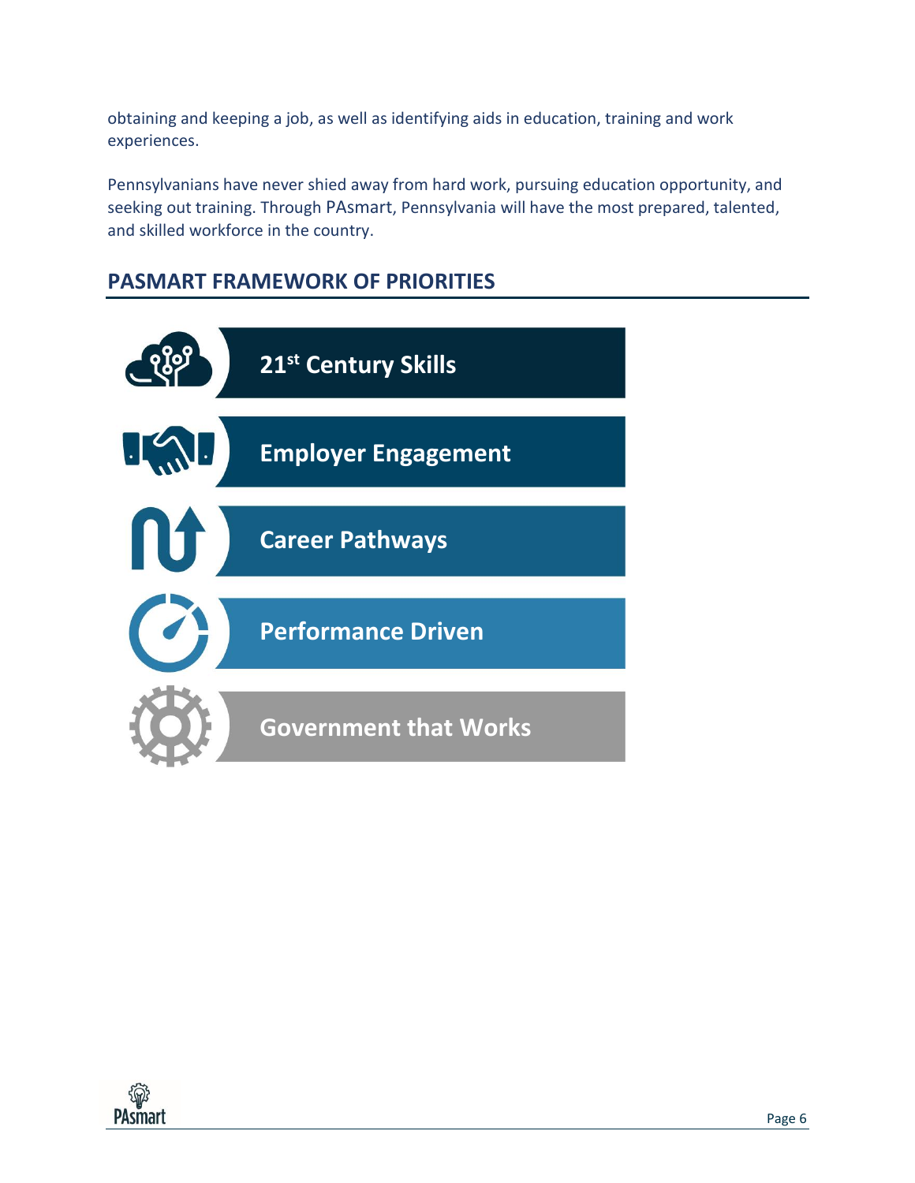obtaining and keeping a job, as well as identifying aids in education, training and work experiences.

Pennsylvanians have never shied away from hard work, pursuing education opportunity, and seeking out training. Through PAsmart, Pennsylvania will have the most prepared, talented, and skilled workforce in the country.

## PASMART FRAMEWORK OF PRIORITIES

21st Century Skills

Employer Engagement

Career Pathways

Performance Driven

Government that Works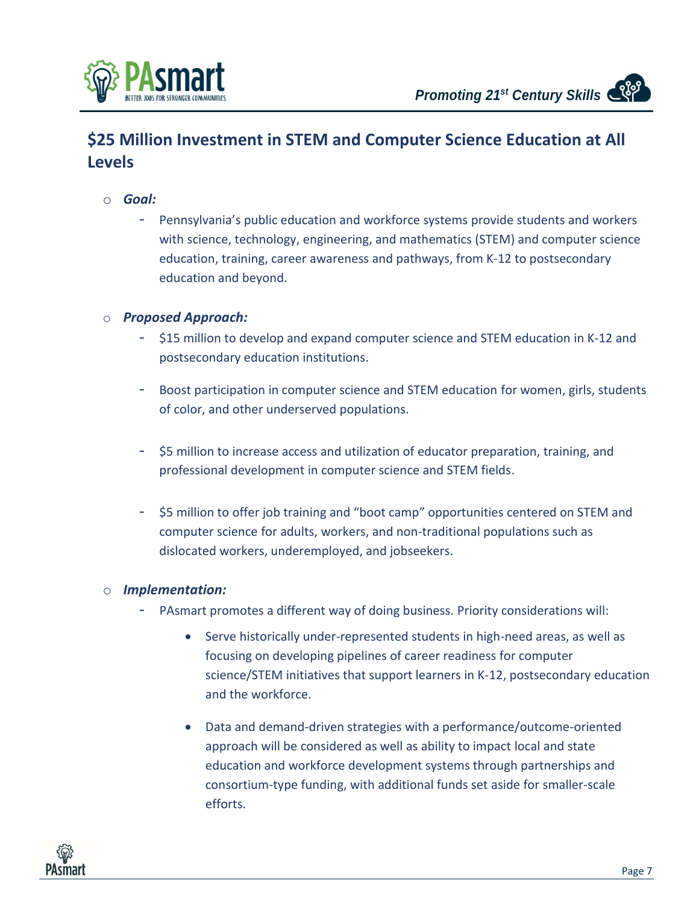## $25 Million Investment in STEM and Computer Science Education at All Levels

- ***Goal:***
  - Pennsylvania's public education and workforce systems provide students and workers with science, technology, engineering, and mathematics (STEM) and computer science education, training, career awareness and pathways, from K-12 to postsecondary education and beyond.

- ***Proposed Approach:***
  - $15 million to develop and expand computer science and STEM education in K-12 and postsecondary education institutions.
  - Boost participation in computer science and STEM education for women, girls, students of color, and other underserved populations.
  - $5 million to increase access and utilization of educator preparation, training, and professional development in computer science and STEM fields.
  - $5 million to offer job training and "boot camp" opportunities centered on STEM and computer science for adults, workers, and non-traditional populations such as dislocated workers, underemployed, and jobseekers.

- ***Implementation:***
  - PAsmart promotes a different way of doing business. Priority considerations will:
    - Serve historically under-represented students in high-need areas, as well as focusing on developing pipelines of career readiness for computer science/STEM initiatives that support learners in K-12, postsecondary education and the workforce.
    - Data and demand-driven strategies with a performance/outcome-oriented approach will be considered as well as ability to impact local and state education and workforce development systems through partnerships and consortium-type funding, with additional funds set aside for smaller-scale efforts.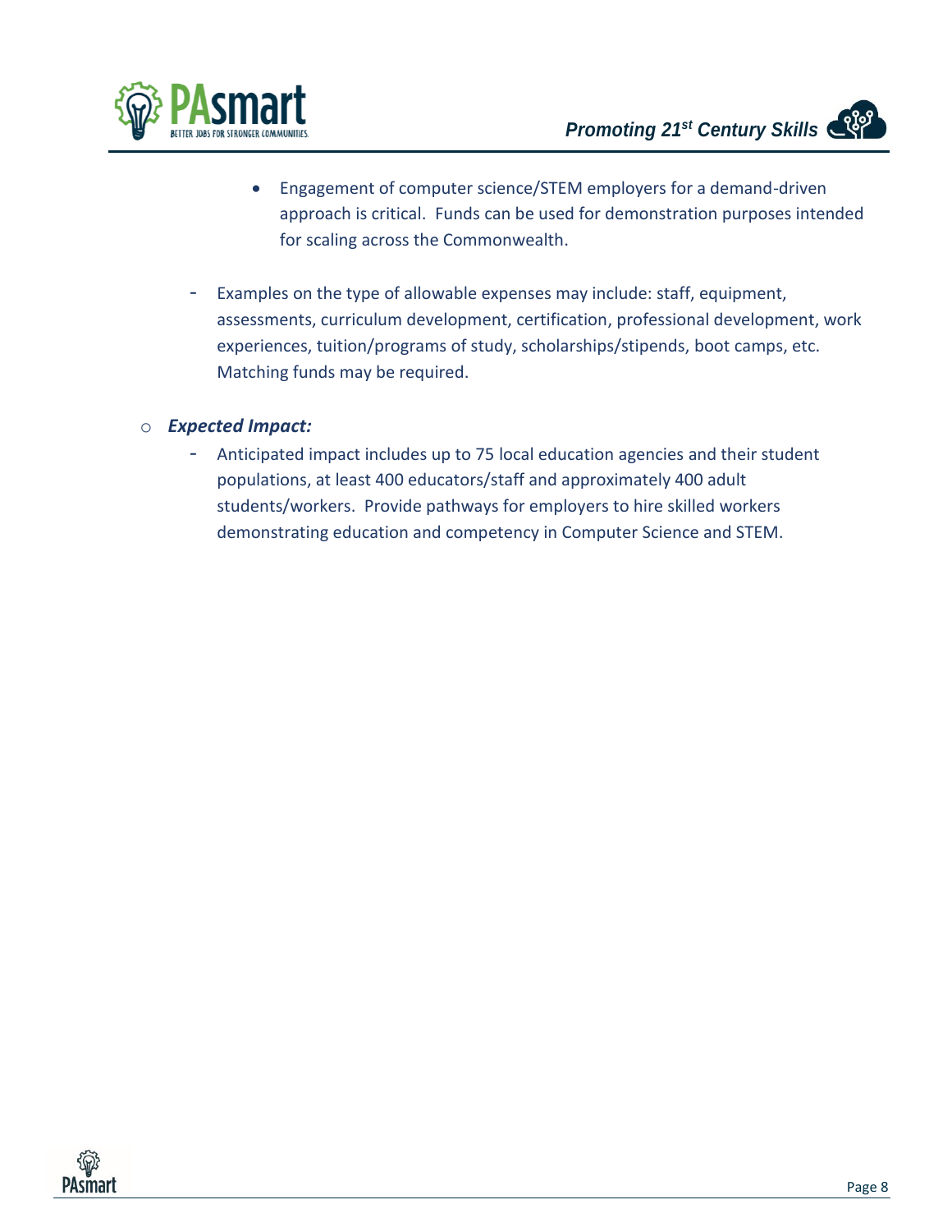- Engagement of computer science/STEM employers for a demand-driven approach is critical. Funds can be used for demonstration purposes intended for scaling across the Commonwealth.

- Examples on the type of allowable expenses may include: staff, equipment, assessments, curriculum development, certification, professional development, work experiences, tuition/programs of study, scholarships/stipends, boot camps, etc. Matching funds may be required.

- ***Expected Impact:***
  - Anticipated impact includes up to 75 local education agencies and their student populations, at least 400 educators/staff and approximately 400 adult students/workers. Provide pathways for employers to hire skilled workers demonstrating education and competency in Computer Science and STEM.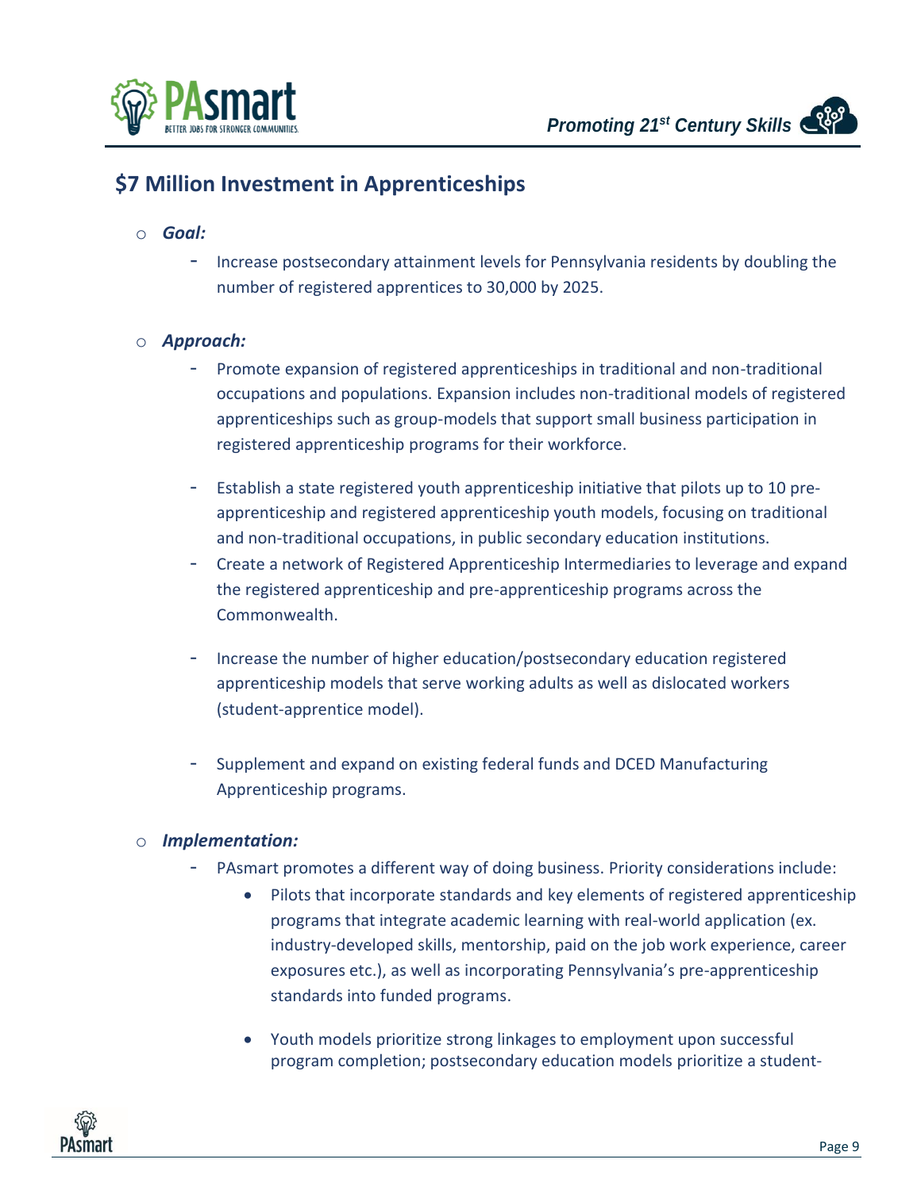## $7 Million Investment in Apprenticeships

- ***Goal:***
  - Increase postsecondary attainment levels for Pennsylvania residents by doubling the number of registered apprentices to 30,000 by 2025.

- ***Approach:***
  - Promote expansion of registered apprenticeships in traditional and non-traditional occupations and populations. Expansion includes non-traditional models of registered apprenticeships such as group-models that support small business participation in registered apprenticeship programs for their workforce.
  - Establish a state registered youth apprenticeship initiative that pilots up to 10 pre-apprenticeship and registered apprenticeship youth models, focusing on traditional and non-traditional occupations, in public secondary education institutions.
  - Create a network of Registered Apprenticeship Intermediaries to leverage and expand the registered apprenticeship and pre-apprenticeship programs across the Commonwealth.
  - Increase the number of higher education/postsecondary education registered apprenticeship models that serve working adults as well as dislocated workers (student-apprentice model).
  - Supplement and expand on existing federal funds and DCED Manufacturing Apprenticeship programs.

- ***Implementation:***
  - PAsmart promotes a different way of doing business. Priority considerations include:
    - Pilots that incorporate standards and key elements of registered apprenticeship programs that integrate academic learning with real-world application (ex. industry-developed skills, mentorship, paid on the job work experience, career exposures etc.), as well as incorporating Pennsylvania's pre-apprenticeship standards into funded programs.
    - Youth models prioritize strong linkages to employment upon successful program completion; postsecondary education models prioritize a student-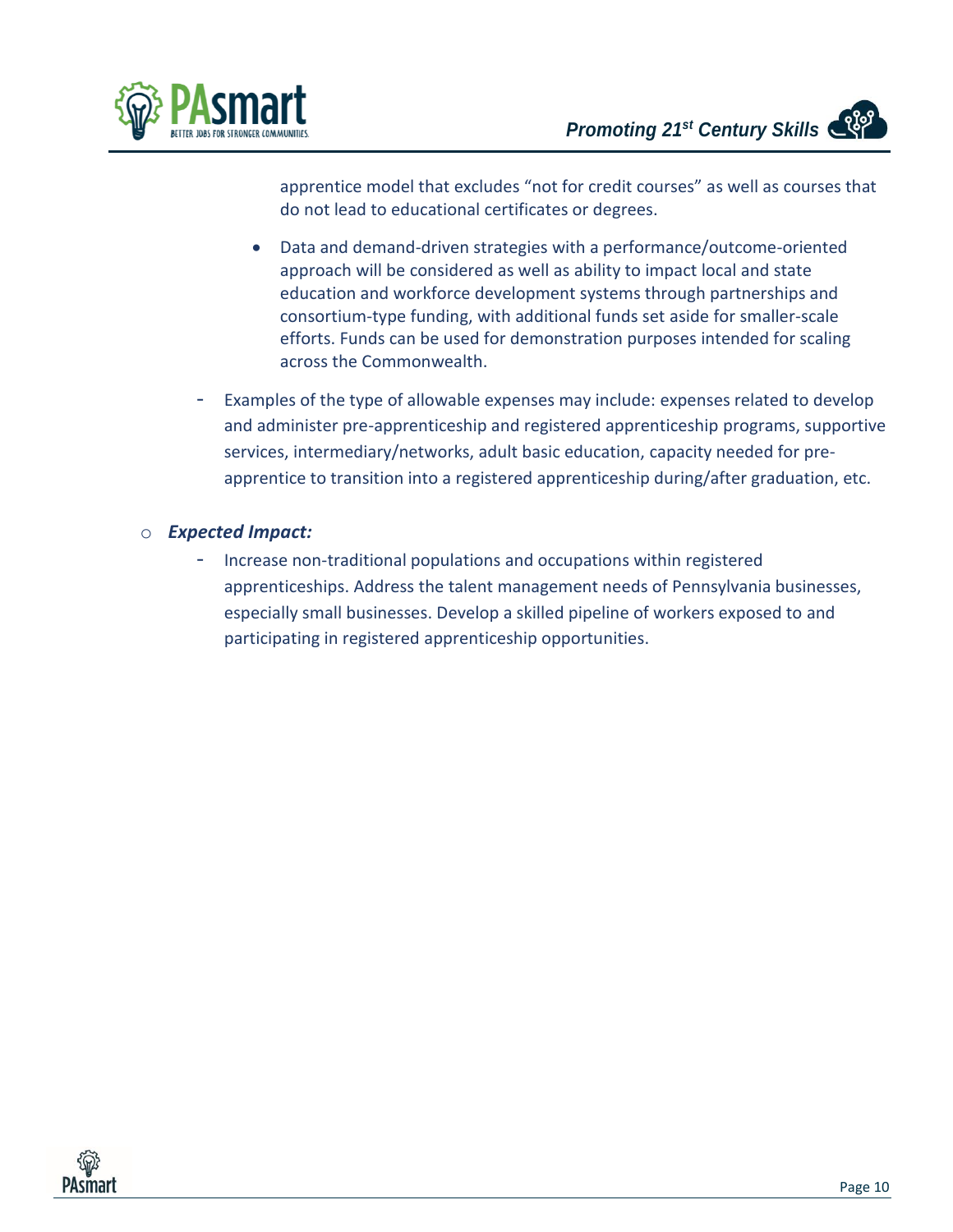apprentice model that excludes “not for credit courses” as well as courses that do not lead to educational certificates or degrees.

- Data and demand-driven strategies with a performance/outcome-oriented approach will be considered as well as ability to impact local and state education and workforce development systems through partnerships and consortium-type funding, with additional funds set aside for smaller-scale efforts. Funds can be used for demonstration purposes intended for scaling across the Commonwealth.

- Examples of the type of allowable expenses may include: expenses related to develop and administer pre-apprenticeship and registered apprenticeship programs, supportive services, intermediary/networks, adult basic education, capacity needed for pre-apprentice to transition into a registered apprenticeship during/after graduation, etc.

- ***Expected Impact:***
  - Increase non-traditional populations and occupations within registered apprenticeships. Address the talent management needs of Pennsylvania businesses, especially small businesses. Develop a skilled pipeline of workers exposed to and participating in registered apprenticeship opportunities.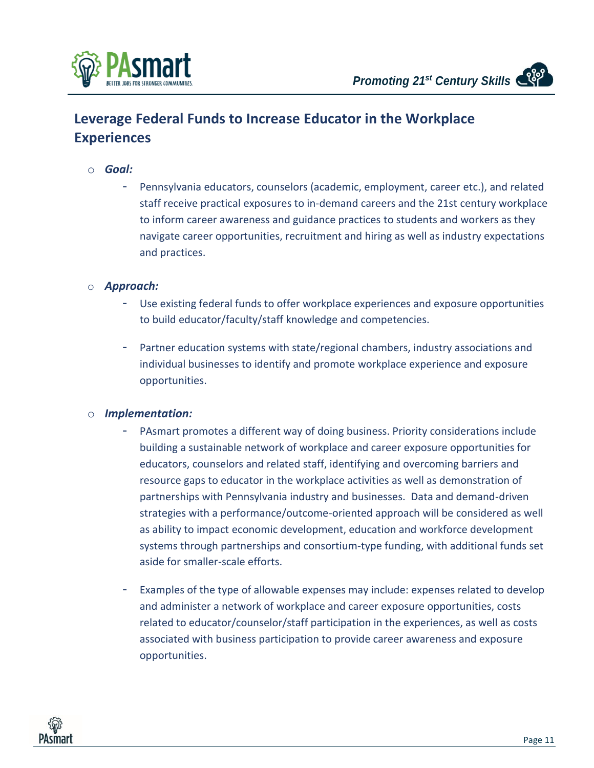## Leverage Federal Funds to Increase Educator in the Workplace Experiences

- ***Goal:***
  - Pennsylvania educators, counselors (academic, employment, career etc.), and related staff receive practical exposures to in-demand careers and the 21st century workplace to inform career awareness and guidance practices to students and workers as they navigate career opportunities, recruitment and hiring as well as industry expectations and practices.

- ***Approach:***
  - Use existing federal funds to offer workplace experiences and exposure opportunities to build educator/faculty/staff knowledge and competencies.
  - Partner education systems with state/regional chambers, industry associations and individual businesses to identify and promote workplace experience and exposure opportunities.

- ***Implementation:***
  - PAsmart promotes a different way of doing business. Priority considerations include building a sustainable network of workplace and career exposure opportunities for educators, counselors and related staff, identifying and overcoming barriers and resource gaps to educator in the workplace activities as well as demonstration of partnerships with Pennsylvania industry and businesses. Data and demand-driven strategies with a performance/outcome-oriented approach will be considered as well as ability to impact economic development, education and workforce development systems through partnerships and consortium-type funding, with additional funds set aside for smaller-scale efforts.
  - Examples of the type of allowable expenses may include: expenses related to develop and administer a network of workplace and career exposure opportunities, costs related to educator/counselor/staff participation in the experiences, as well as costs associated with business participation to provide career awareness and exposure opportunities.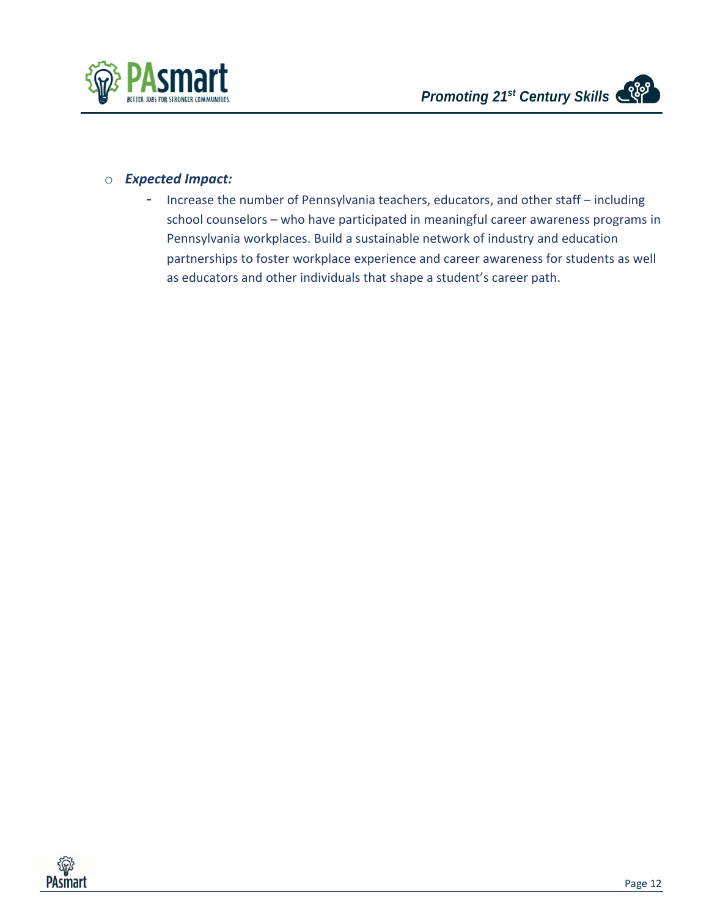- ***Expected Impact:***
  - Increase the number of Pennsylvania teachers, educators, and other staff – including school counselors – who have participated in meaningful career awareness programs in Pennsylvania workplaces. Build a sustainable network of industry and education partnerships to foster workplace experience and career awareness for students as well as educators and other individuals that shape a student's career path.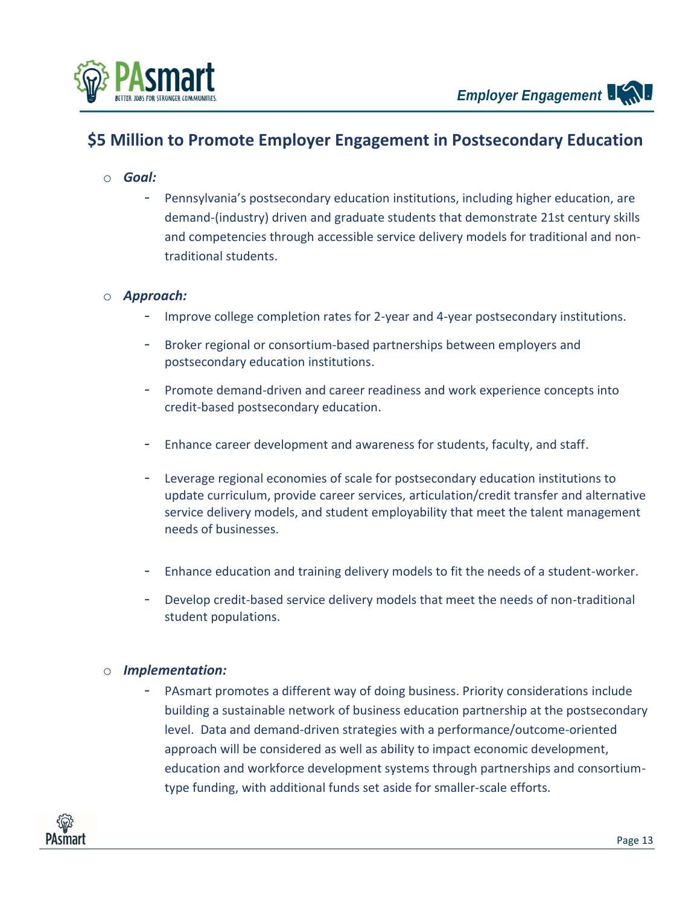## $5 Million to Promote Employer Engagement in Postsecondary Education

- ***Goal:***
  - Pennsylvania's postsecondary education institutions, including higher education, are demand-(industry) driven and graduate students that demonstrate 21st century skills and competencies through accessible service delivery models for traditional and non-traditional students.

- ***Approach:***
  - Improve college completion rates for 2-year and 4-year postsecondary institutions.
  - Broker regional or consortium-based partnerships between employers and postsecondary education institutions.
  - Promote demand-driven and career readiness and work experience concepts into credit-based postsecondary education.
  - Enhance career development and awareness for students, faculty, and staff.
  - Leverage regional economies of scale for postsecondary education institutions to update curriculum, provide career services, articulation/credit transfer and alternative service delivery models, and student employability that meet the talent management needs of businesses.
  - Enhance education and training delivery models to fit the needs of a student-worker.
  - Develop credit-based service delivery models that meet the needs of non-traditional student populations.

- ***Implementation:***
  - PAsmart promotes a different way of doing business. Priority considerations include building a sustainable network of business education partnership at the postsecondary level. Data and demand-driven strategies with a performance/outcome-oriented approach will be considered as well as ability to impact economic development, education and workforce development systems through partnerships and consortium-type funding, with additional funds set aside for smaller-scale efforts.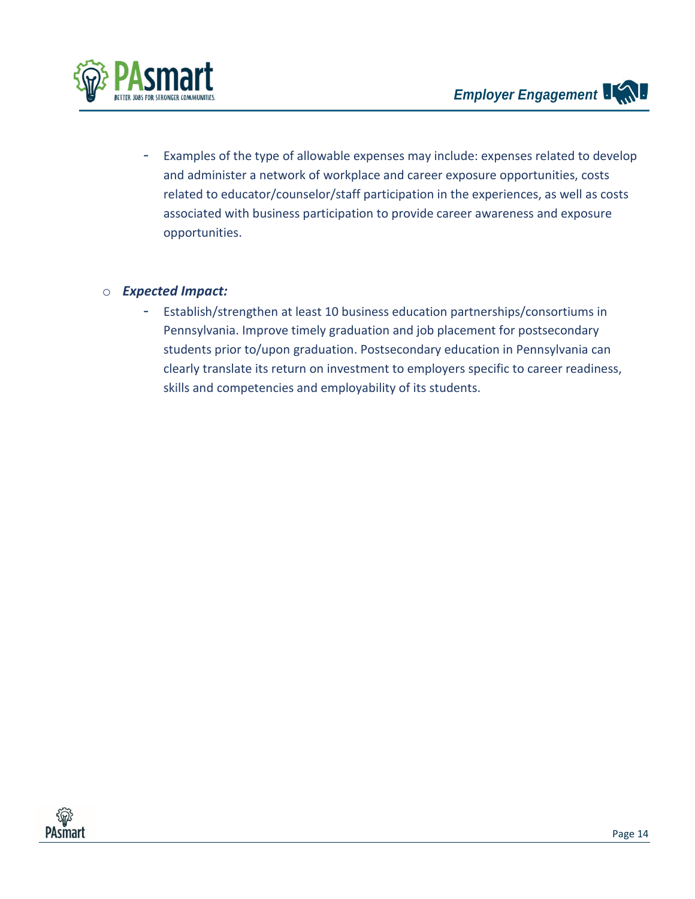- Examples of the type of allowable expenses may include: expenses related to develop and administer a network of workplace and career exposure opportunities, costs related to educator/counselor/staff participation in the experiences, as well as costs associated with business participation to provide career awareness and exposure opportunities.

- ***Expected Impact:***
  - Establish/strengthen at least 10 business education partnerships/consortiums in Pennsylvania. Improve timely graduation and job placement for postsecondary students prior to/upon graduation. Postsecondary education in Pennsylvania can clearly translate its return on investment to employers specific to career readiness, skills and competencies and employability of its students.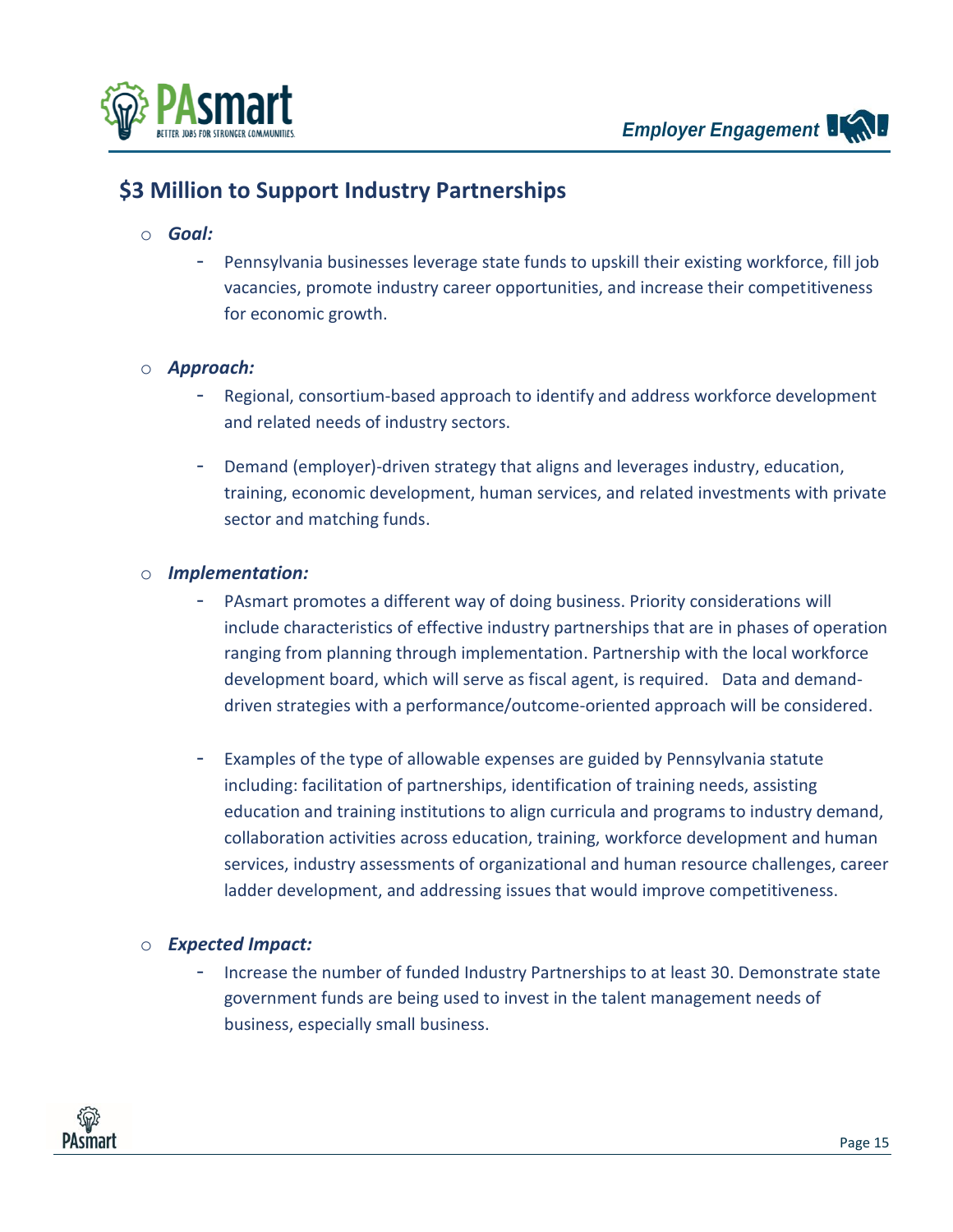## $3 Million to Support Industry Partnerships

- ***Goal:***
  - Pennsylvania businesses leverage state funds to upskill their existing workforce, fill job vacancies, promote industry career opportunities, and increase their competitiveness for economic growth.

- ***Approach:***
  - Regional, consortium-based approach to identify and address workforce development and related needs of industry sectors.
  - Demand (employer)-driven strategy that aligns and leverages industry, education, training, economic development, human services, and related investments with private sector and matching funds.

- ***Implementation:***
  - PAsmart promotes a different way of doing business. Priority considerations will include characteristics of effective industry partnerships that are in phases of operation ranging from planning through implementation. Partnership with the local workforce development board, which will serve as fiscal agent, is required. Data and demand-driven strategies with a performance/outcome-oriented approach will be considered.
  - Examples of the type of allowable expenses are guided by Pennsylvania statute including: facilitation of partnerships, identification of training needs, assisting education and training institutions to align curricula and programs to industry demand, collaboration activities across education, training, workforce development and human services, industry assessments of organizational and human resource challenges, career ladder development, and addressing issues that would improve competitiveness.

- ***Expected Impact:***
  - Increase the number of funded Industry Partnerships to at least 30. Demonstrate state government funds are being used to invest in the talent management needs of business, especially small business.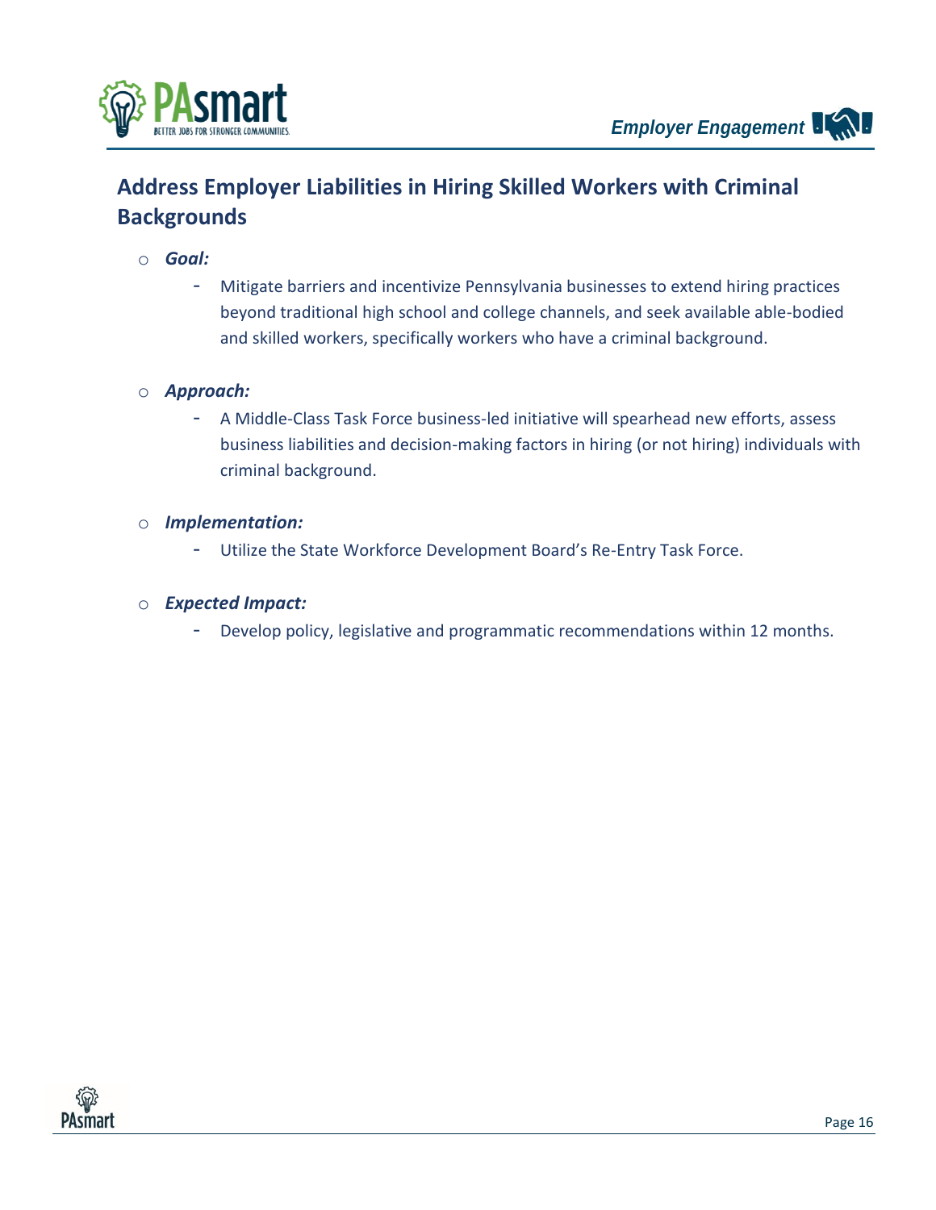## Address Employer Liabilities in Hiring Skilled Workers with Criminal Backgrounds

- ***Goal:***
  - Mitigate barriers and incentivize Pennsylvania businesses to extend hiring practices beyond traditional high school and college channels, and seek available able-bodied and skilled workers, specifically workers who have a criminal background.

- ***Approach:***
  - A Middle-Class Task Force business-led initiative will spearhead new efforts, assess business liabilities and decision-making factors in hiring (or not hiring) individuals with criminal background.

- ***Implementation:***
  - Utilize the State Workforce Development Board's Re-Entry Task Force.

- ***Expected Impact:***
  - Develop policy, legislative and programmatic recommendations within 12 months.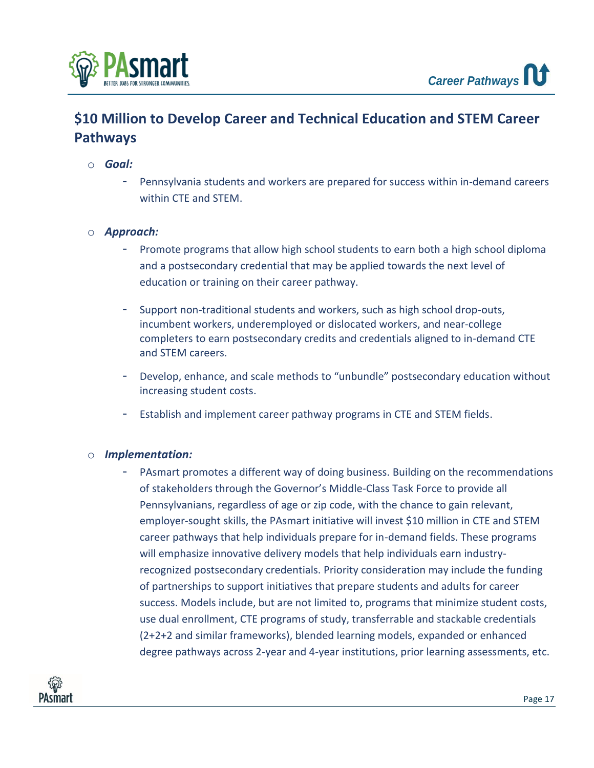## $10 Million to Develop Career and Technical Education and STEM Career Pathways

- ***Goal:***
  - Pennsylvania students and workers are prepared for success within in-demand careers within CTE and STEM.

- ***Approach:***
  - Promote programs that allow high school students to earn both a high school diploma and a postsecondary credential that may be applied towards the next level of education or training on their career pathway.
  - Support non-traditional students and workers, such as high school drop-outs, incumbent workers, underemployed or dislocated workers, and near-college completers to earn postsecondary credits and credentials aligned to in-demand CTE and STEM careers.
  - Develop, enhance, and scale methods to "unbundle" postsecondary education without increasing student costs.
  - Establish and implement career pathway programs in CTE and STEM fields.

- ***Implementation:***
  - PAsmart promotes a different way of doing business. Building on the recommendations of stakeholders through the Governor's Middle-Class Task Force to provide all Pennsylvanians, regardless of age or zip code, with the chance to gain relevant, employer-sought skills, the PAsmart initiative will invest $10 million in CTE and STEM career pathways that help individuals prepare for in-demand fields. These programs will emphasize innovative delivery models that help individuals earn industry-recognized postsecondary credentials. Priority consideration may include the funding of partnerships to support initiatives that prepare students and adults for career success. Models include, but are not limited to, programs that minimize student costs, use dual enrollment, CTE programs of study, transferrable and stackable credentials (2+2+2 and similar frameworks), blended learning models, expanded or enhanced degree pathways across 2-year and 4-year institutions, prior learning assessments, etc.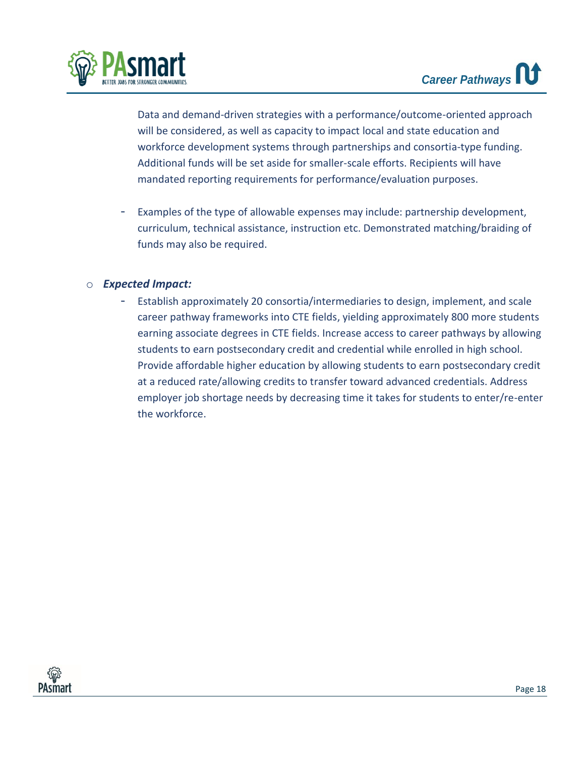Data and demand-driven strategies with a performance/outcome-oriented approach will be considered, as well as capacity to impact local and state education and workforce development systems through partnerships and consortia-type funding. Additional funds will be set aside for smaller-scale efforts. Recipients will have mandated reporting requirements for performance/evaluation purposes.

- Examples of the type of allowable expenses may include: partnership development, curriculum, technical assistance, instruction etc. Demonstrated matching/braiding of funds may also be required.

- ***Expected Impact:***
  - Establish approximately 20 consortia/intermediaries to design, implement, and scale career pathway frameworks into CTE fields, yielding approximately 800 more students earning associate degrees in CTE fields. Increase access to career pathways by allowing students to earn postsecondary credit and credential while enrolled in high school. Provide affordable higher education by allowing students to earn postsecondary credit at a reduced rate/allowing credits to transfer toward advanced credentials. Address employer job shortage needs by decreasing time it takes for students to enter/re-enter the workforce.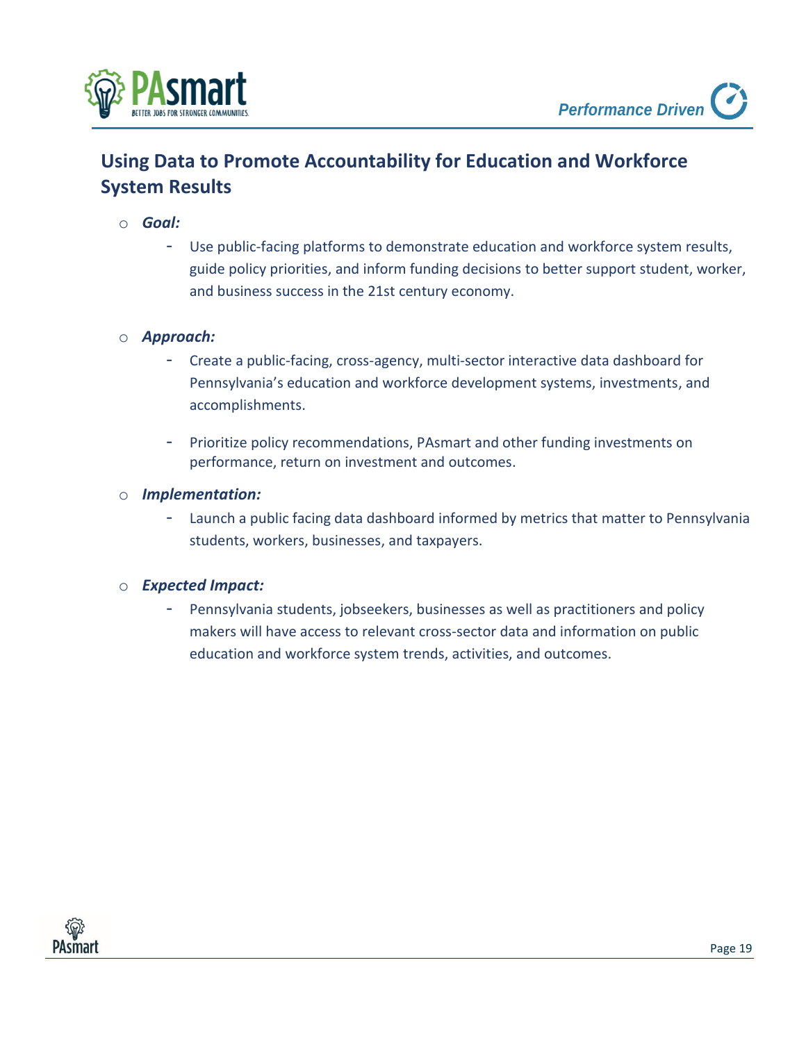## Using Data to Promote Accountability for Education and Workforce System Results

- ***Goal:***
  - Use public-facing platforms to demonstrate education and workforce system results, guide policy priorities, and inform funding decisions to better support student, worker, and business success in the 21st century economy.

- ***Approach:***
  - Create a public-facing, cross-agency, multi-sector interactive data dashboard for Pennsylvania's education and workforce development systems, investments, and accomplishments.
  - Prioritize policy recommendations, PAsmart and other funding investments on performance, return on investment and outcomes.

- ***Implementation:***
  - Launch a public facing data dashboard informed by metrics that matter to Pennsylvania students, workers, businesses, and taxpayers.

- ***Expected Impact:***
  - Pennsylvania students, jobseekers, businesses as well as practitioners and policy makers will have access to relevant cross-sector data and information on public education and workforce system trends, activities, and outcomes.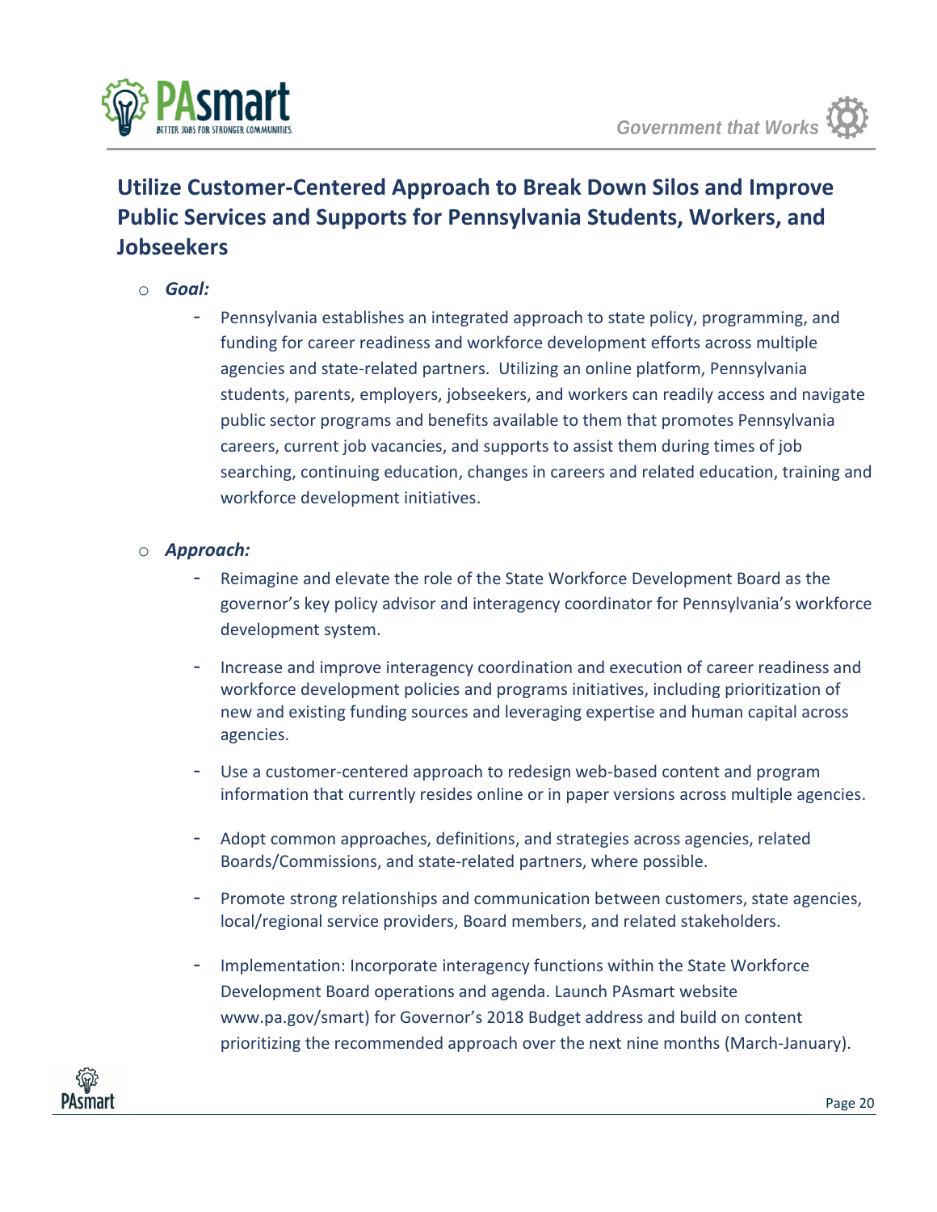## Utilize Customer-Centered Approach to Break Down Silos and Improve Public Services and Supports for Pennsylvania Students, Workers, and Jobseekers

- ***Goal:***
  - Pennsylvania establishes an integrated approach to state policy, programming, and funding for career readiness and workforce development efforts across multiple agencies and state-related partners. Utilizing an online platform, Pennsylvania students, parents, employers, jobseekers, and workers can readily access and navigate public sector programs and benefits available to them that promotes Pennsylvania careers, current job vacancies, and supports to assist them during times of job searching, continuing education, changes in careers and related education, training and workforce development initiatives.

- ***Approach:***
  - Reimagine and elevate the role of the State Workforce Development Board as the governor's key policy advisor and interagency coordinator for Pennsylvania's workforce development system.
  - Increase and improve interagency coordination and execution of career readiness and workforce development policies and programs initiatives, including prioritization of new and existing funding sources and leveraging expertise and human capital across agencies.
  - Use a customer-centered approach to redesign web-based content and program information that currently resides online or in paper versions across multiple agencies.
  - Adopt common approaches, definitions, and strategies across agencies, related Boards/Commissions, and state-related partners, where possible.
  - Promote strong relationships and communication between customers, state agencies, local/regional service providers, Board members, and related stakeholders.
  - Implementation: Incorporate interagency functions within the State Workforce Development Board operations and agenda. Launch PAsmart website www.pa.gov/smart) for Governor's 2018 Budget address and build on content prioritizing the recommended approach over the next nine months (March-January).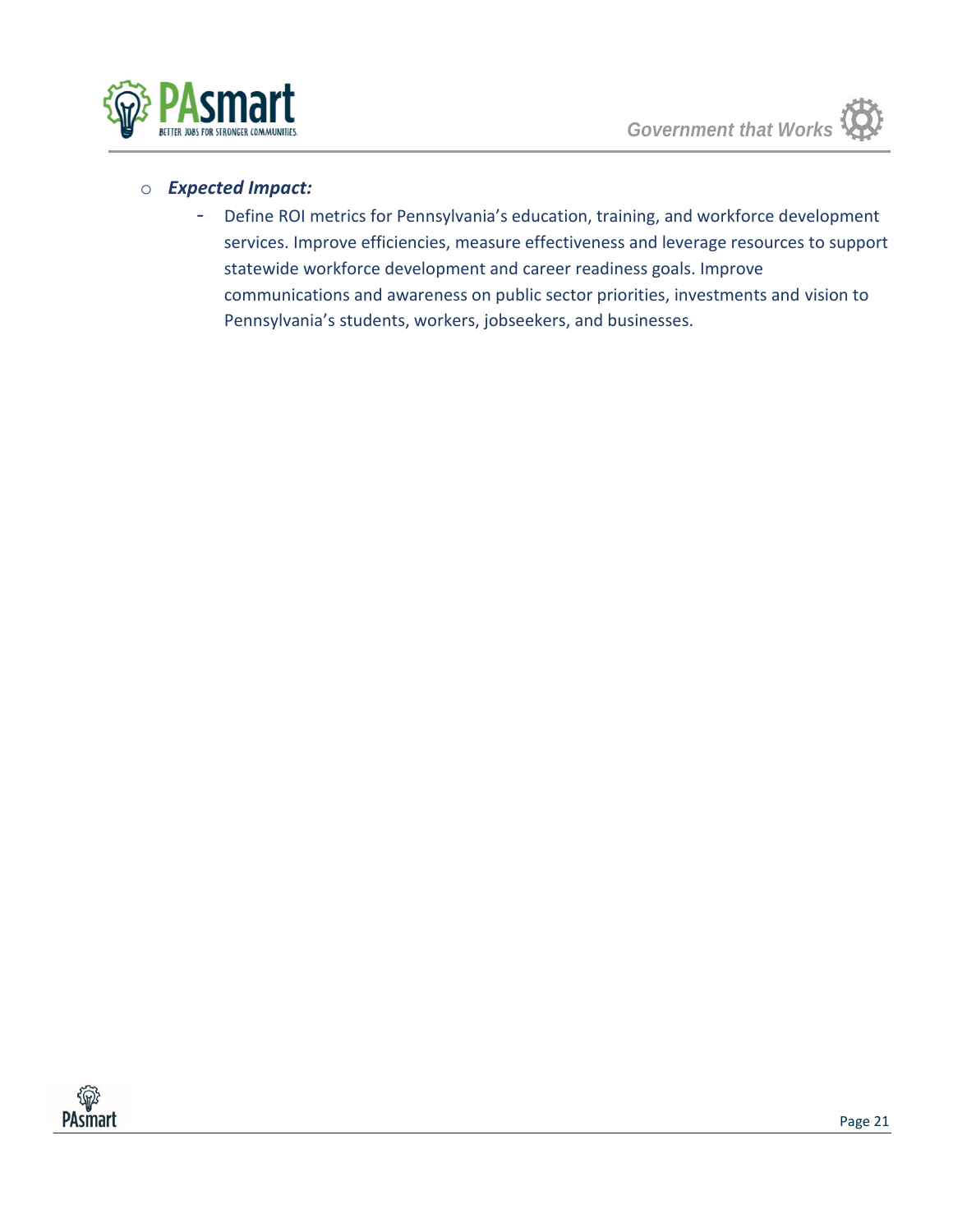- ***Expected Impact:***
  - Define ROI metrics for Pennsylvania's education, training, and workforce development services. Improve efficiencies, measure effectiveness and leverage resources to support statewide workforce development and career readiness goals. Improve communications and awareness on public sector priorities, investments and vision to Pennsylvania's students, workers, jobseekers, and businesses.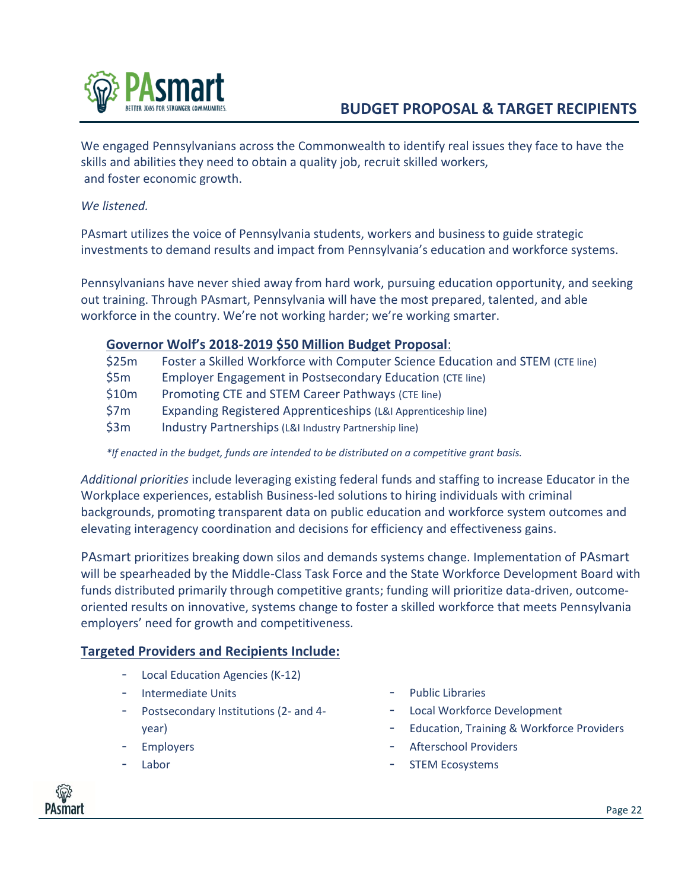## BUDGET PROPOSAL & TARGET RECIPIENTS

We engaged Pennsylvanians across the Commonwealth to identify real issues they face to have the skills and abilities they need to obtain a quality job, recruit skilled workers, and foster economic growth.

*We listened.*

PAsmart utilizes the voice of Pennsylvania students, workers and business to guide strategic investments to demand results and impact from Pennsylvania's education and workforce systems.

Pennsylvanians have never shied away from hard work, pursuing education opportunity, and seeking out training. Through PAsmart, Pennsylvania will have the most prepared, talented, and able workforce in the country. We're not working harder; we're working smarter.

**Governor Wolf's 2018-2019 $50 Million Budget Proposal**:

| | |
|---|---|
| $25m | Foster a Skilled Workforce with Computer Science Education and STEM (CTE line) |
| $5m | Employer Engagement in Postsecondary Education (CTE line) |
| $10m | Promoting CTE and STEM Career Pathways (CTE line) |
| $7m | Expanding Registered Apprenticeships (L&I Apprenticeship line) |
| $3m | Industry Partnerships (L&I Industry Partnership line) |

*\*If enacted in the budget, funds are intended to be distributed on a competitive grant basis.*

*Additional priorities* include leveraging existing federal funds and staffing to increase Educator in the Workplace experiences, establish Business-led solutions to hiring individuals with criminal backgrounds, promoting transparent data on public education and workforce system outcomes and elevating interagency coordination and decisions for efficiency and effectiveness gains.

PAsmart prioritizes breaking down silos and demands systems change. Implementation of PAsmart will be spearheaded by the Middle-Class Task Force and the State Workforce Development Board with funds distributed primarily through competitive grants; funding will prioritize data-driven, outcome-oriented results on innovative, systems change to foster a skilled workforce that meets Pennsylvania employers' need for growth and competitiveness.

**Targeted Providers and Recipients Include:**

- Local Education Agencies (K-12)
- Intermediate Units
- Postsecondary Institutions (2- and 4-year)
- Employers
- Labor
- Public Libraries
- Local Workforce Development
- Education, Training & Workforce Providers
- Afterschool Providers
- STEM Ecosystems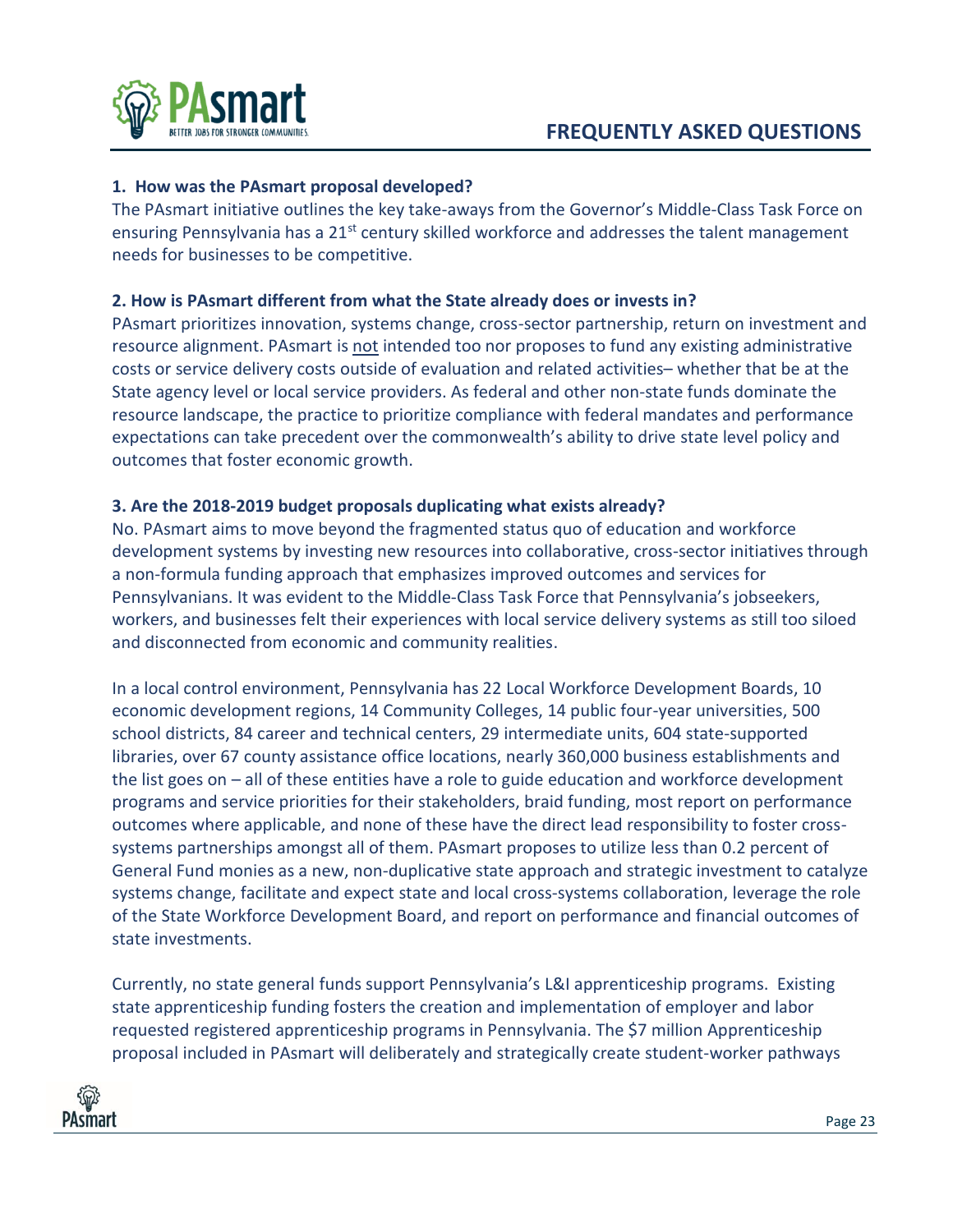# FREQUENTLY ASKED QUESTIONS

**1. How was the PAsmart proposal developed?**

The PAsmart initiative outlines the key take-aways from the Governor's Middle-Class Task Force on ensuring Pennsylvania has a 21st century skilled workforce and addresses the talent management needs for businesses to be competitive.

**2. How is PAsmart different from what the State already does or invests in?**

PAsmart prioritizes innovation, systems change, cross-sector partnership, return on investment and resource alignment. PAsmart is not intended too nor proposes to fund any existing administrative costs or service delivery costs outside of evaluation and related activities– whether that be at the State agency level or local service providers. As federal and other non-state funds dominate the resource landscape, the practice to prioritize compliance with federal mandates and performance expectations can take precedent over the commonwealth's ability to drive state level policy and outcomes that foster economic growth.

**3. Are the 2018-2019 budget proposals duplicating what exists already?**

No. PAsmart aims to move beyond the fragmented status quo of education and workforce development systems by investing new resources into collaborative, cross-sector initiatives through a non-formula funding approach that emphasizes improved outcomes and services for Pennsylvanians. It was evident to the Middle-Class Task Force that Pennsylvania's jobseekers, workers, and businesses felt their experiences with local service delivery systems as still too siloed and disconnected from economic and community realities.

In a local control environment, Pennsylvania has 22 Local Workforce Development Boards, 10 economic development regions, 14 Community Colleges, 14 public four-year universities, 500 school districts, 84 career and technical centers, 29 intermediate units, 604 state-supported libraries, over 67 county assistance office locations, nearly 360,000 business establishments and the list goes on – all of these entities have a role to guide education and workforce development programs and service priorities for their stakeholders, braid funding, most report on performance outcomes where applicable, and none of these have the direct lead responsibility to foster cross-systems partnerships amongst all of them. PAsmart proposes to utilize less than 0.2 percent of General Fund monies as a new, non-duplicative state approach and strategic investment to catalyze systems change, facilitate and expect state and local cross-systems collaboration, leverage the role of the State Workforce Development Board, and report on performance and financial outcomes of state investments.

Currently, no state general funds support Pennsylvania's L&I apprenticeship programs. Existing state apprenticeship funding fosters the creation and implementation of employer and labor requested registered apprenticeship programs in Pennsylvania. The $7 million Apprenticeship proposal included in PAsmart will deliberately and strategically create student-worker pathways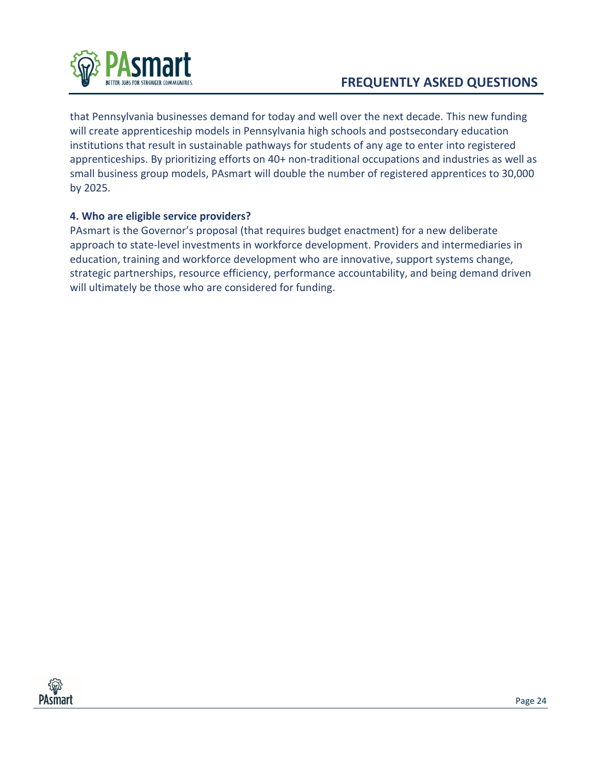that Pennsylvania businesses demand for today and well over the next decade. This new funding will create apprenticeship models in Pennsylvania high schools and postsecondary education institutions that result in sustainable pathways for students of any age to enter into registered apprenticeships. By prioritizing efforts on 40+ non-traditional occupations and industries as well as small business group models, PAsmart will double the number of registered apprentices to 30,000 by 2025.

**4. Who are eligible service providers?**

PAsmart is the Governor's proposal (that requires budget enactment) for a new deliberate approach to state-level investments in workforce development. Providers and intermediaries in education, training and workforce development who are innovative, support systems change, strategic partnerships, resource efficiency, performance accountability, and being demand driven will ultimately be those who are considered for funding.